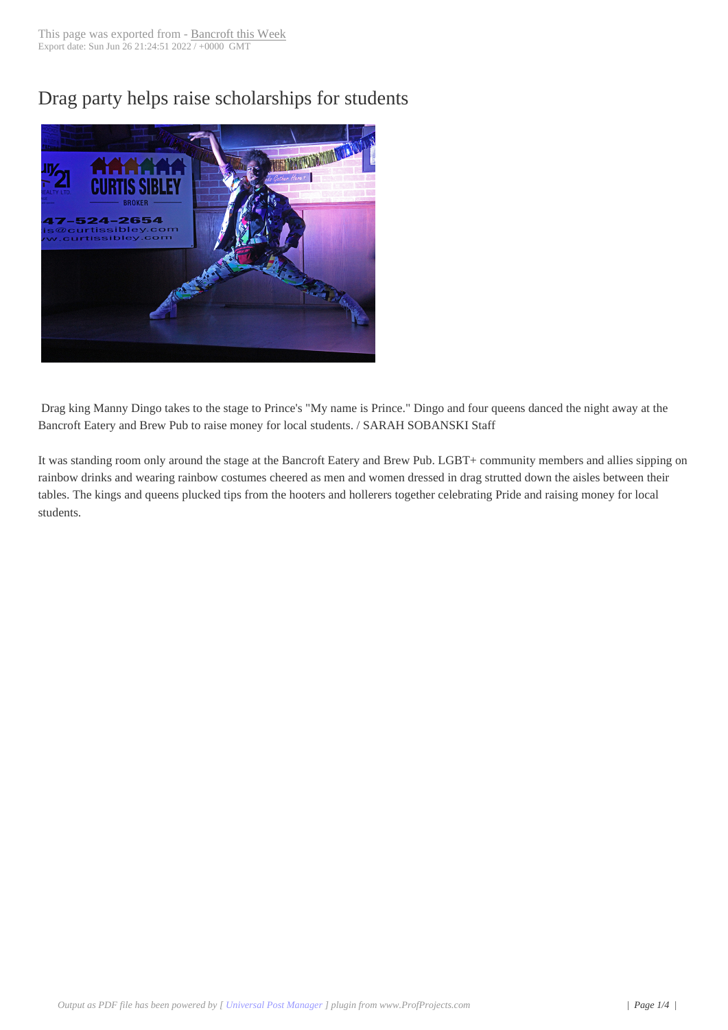# Drag party helps raise scholarships for students

Drag king Manny Dingo takes to the stage to Prince's "My name is Prince." Dingo and four queens danced the night away at the Bancroft Eatery and Brew Pub to raise money for local students. / SARAH SOBANSKI Staff

It was standing room only around the stage at the Bancroft Eatery and Brew Pub. LGBT+ community members and allies sipping on rainbow drinks and wearing rainbow costumes cheered as men and women dressed in drag strutted down the aisles between their tables. The kings and queens plucked tips from the hooters and hollerers together celebrating Pride and raising money for local students.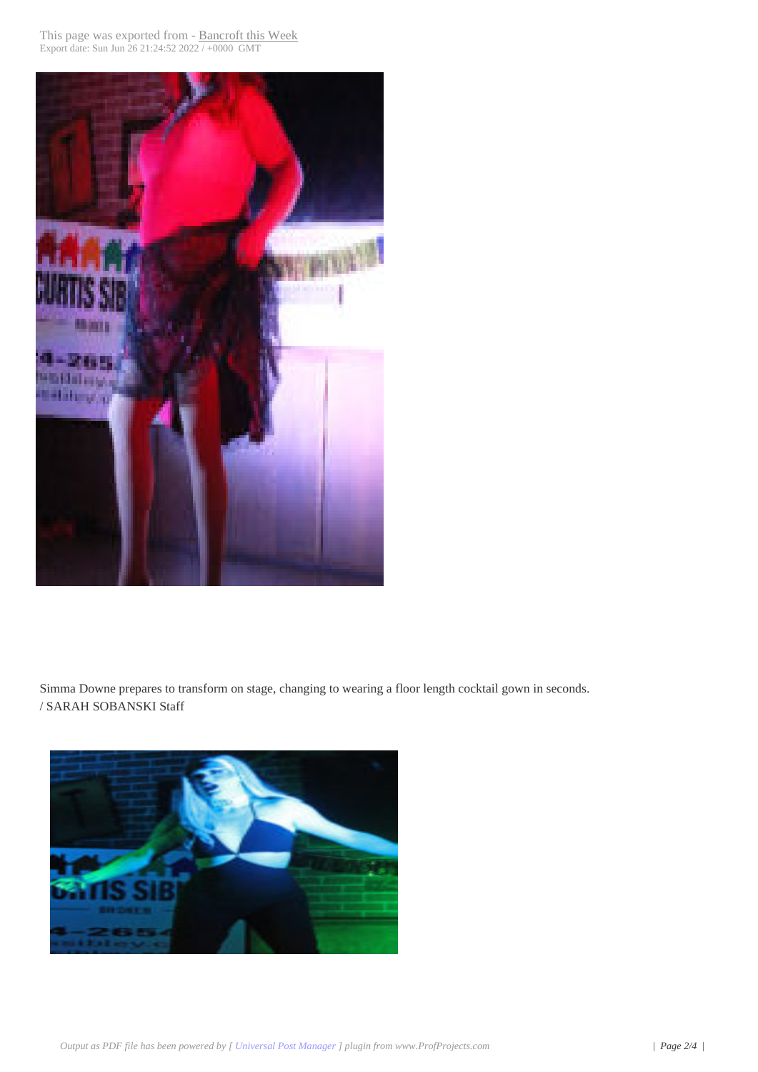Simma Downe prepares to transform on stage, changing to wearing a floor length cocktail gown in seconds.
/ SARAH SOBANSKI Staff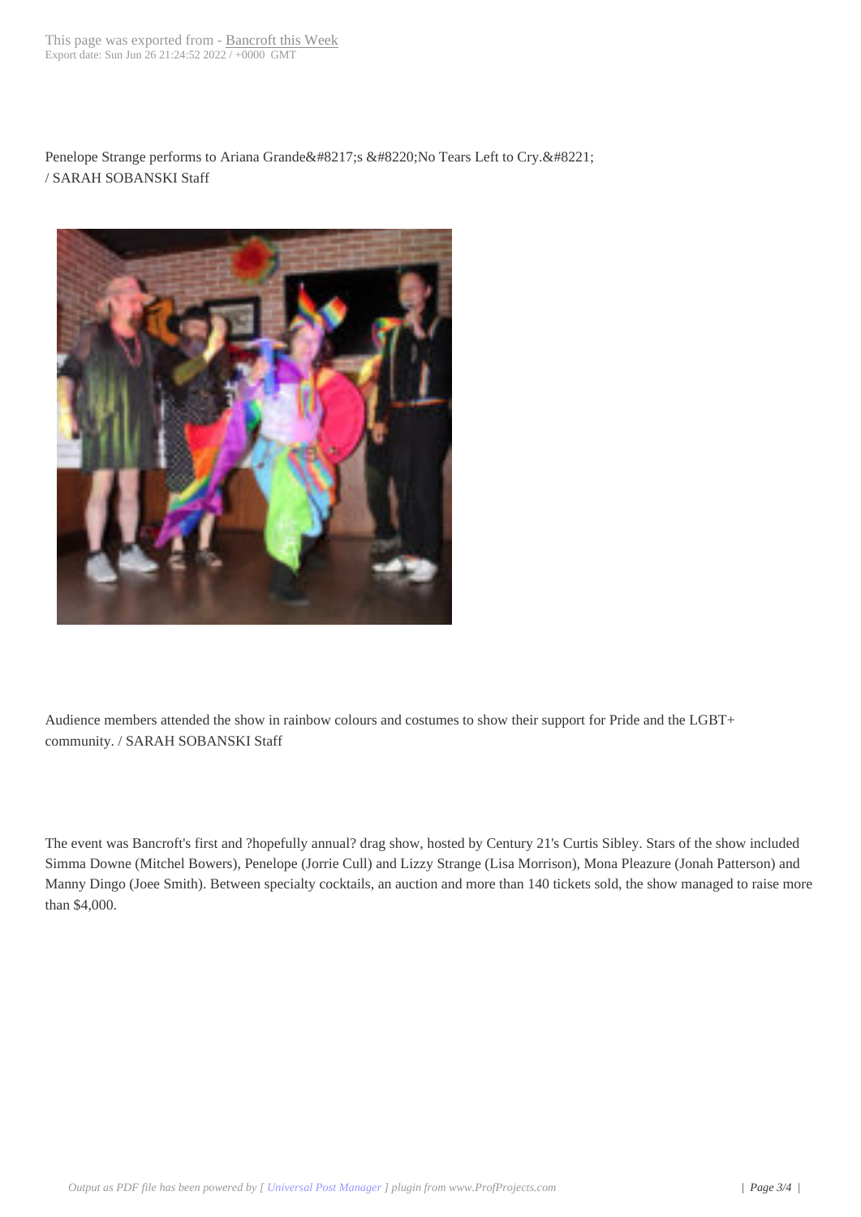Penelope Strange performs to Ariana Grande&#8217;s &#8220;No Tears Left to Cry.&#8221; / SARAH SOBANSKI Staff

Audience members attended the show in rainbow colours and costumes to show their support for Pride and the LGBT+ community. / SARAH SOBANSKI Staff

The event was Bancroft's first and ?hopefully annual? drag show, hosted by Century 21's Curtis Sibley. Stars of the show included Simma Downe (Mitchel Bowers), Penelope (Jorrie Cull) and Lizzy Strange (Lisa Morrison), Mona Pleazure (Jonah Patterson) and Manny Dingo (Joee Smith). Between specialty cocktails, an auction and more than 140 tickets sold, the show managed to raise more than $4,000.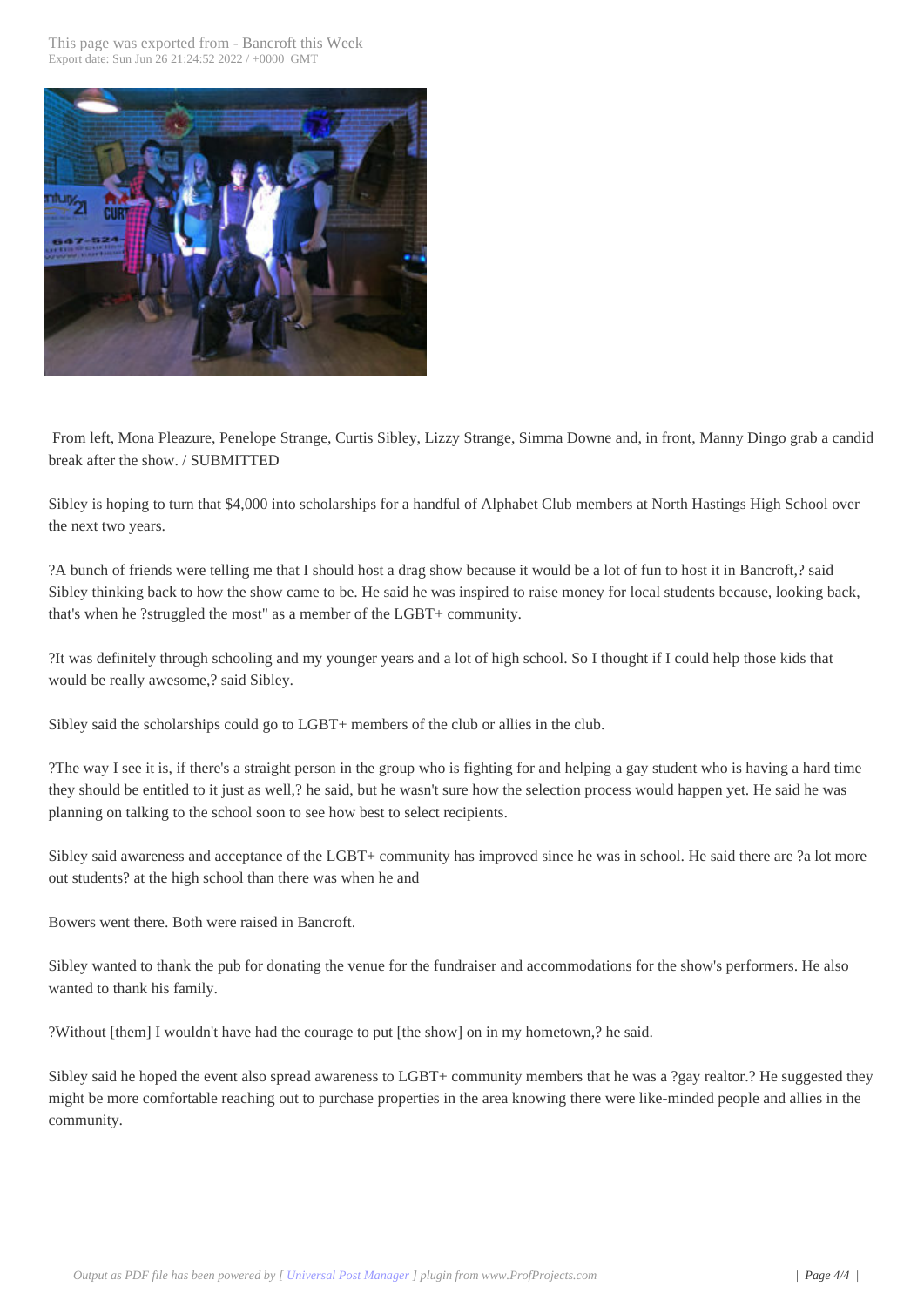From left, Mona Pleazure, Penelope Strange, Curtis Sibley, Lizzy Strange, Simma Downe and, in front, Manny Dingo grab a candid break after the show. / SUBMITTED

Sibley is hoping to turn that $4,000 into scholarships for a handful of Alphabet Club members at North Hastings High School over the next two years.

?A bunch of friends were telling me that I should host a drag show because it would be a lot of fun to host it in Bancroft,? said Sibley thinking back to how the show came to be. He said he was inspired to raise money for local students because, looking back, that's when he ?struggled the most" as a member of the LGBT+ community.

?It was definitely through schooling and my younger years and a lot of high school. So I thought if I could help those kids that would be really awesome,? said Sibley.

Sibley said the scholarships could go to LGBT+ members of the club or allies in the club.

?The way I see it is, if there's a straight person in the group who is fighting for and helping a gay student who is having a hard time they should be entitled to it just as well,? he said, but he wasn't sure how the selection process would happen yet. He said he was planning on talking to the school soon to see how best to select recipients.

Sibley said awareness and acceptance of the LGBT+ community has improved since he was in school. He said there are ?a lot more out students? at the high school than there was when he and

Bowers went there. Both were raised in Bancroft.

Sibley wanted to thank the pub for donating the venue for the fundraiser and accommodations for the show's performers. He also wanted to thank his family.

?Without [them] I wouldn't have had the courage to put [the show] on in my hometown,? he said.

Sibley said he hoped the event also spread awareness to LGBT+ community members that he was a ?gay realtor.? He suggested they might be more comfortable reaching out to purchase properties in the area knowing there were like-minded people and allies in the community.